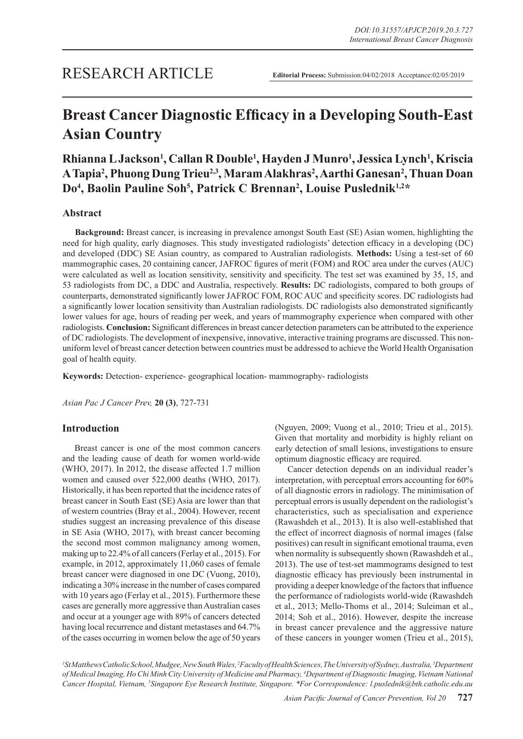RESEARCH ARTICLE

**Editorial Process:** Submission:04/02/2018 Acceptance:02/05/2019

# Breast Cancer Diagnostic Efficacy in a Developing South-East Asian Country

**Rhianna L Jackson[1], Callan R Double[1], Hayden J Munro[1], Jessica Lynch[1], Kriscia A Tapia[2], Phuong Dung Trieu[2,3], Maram Alakhras[2], Aarthi Ganesan[2], Thuan Doan Do[4], Baolin Pauline Soh[5], Patrick C Brennan[2], Louise Puslednik[1,2]***

## Abstract

**Background:** Breast cancer, is increasing in prevalence amongst South East (SE) Asian women, highlighting the need for high quality, early diagnoses. This study investigated radiologists' detection efficacy in a developing (DC) and developed (DDC) SE Asian country, as compared to Australian radiologists. **Methods:** Using a test-set of 60 mammographic cases, 20 containing cancer, JAFROC figures of merit (FOM) and ROC area under the curves (AUC) were calculated as well as location sensitivity, sensitivity and specificity. The test set was examined by 35, 15, and 53 radiologists from DC, a DDC and Australia, respectively. **Results:** DC radiologists, compared to both groups of counterparts, demonstrated significantly lower JAFROC FOM, ROC AUC and specificity scores. DC radiologists had a significantly lower location sensitivity than Australian radiologists. DC radiologists also demonstrated significantly lower values for age, hours of reading per week, and years of mammography experience when compared with other radiologists. **Conclusion:** Significant differences in breast cancer detection parameters can be attributed to the experience of DC radiologists. The development of inexpensive, innovative, interactive training programs are discussed. This non-uniform level of breast cancer detection between countries must be addressed to achieve the World Health Organisation goal of health equity.

**Keywords:** Detection- experience- geographical location- mammography- radiologists

*Asian Pac J Cancer Prev,* **20 (3)**, 727-731

## Introduction

Breast cancer is one of the most common cancers and the leading cause of death for women world-wide (WHO, 2017). In 2012, the disease affected 1.7 million women and caused over 522,000 deaths (WHO, 2017). Historically, it has been reported that the incidence rates of breast cancer in South East (SE) Asia are lower than that of western countries (Bray et al., 2004). However, recent studies suggest an increasing prevalence of this disease in SE Asia (WHO, 2017), with breast cancer becoming the second most common malignancy among women, making up to 22.4% of all cancers (Ferlay et al., 2015). For example, in 2012, approximately 11,060 cases of female breast cancer were diagnosed in one DC (Vuong, 2010), indicating a 30% increase in the number of cases compared with 10 years ago (Ferlay et al., 2015). Furthermore these cases are generally more aggressive than Australian cases and occur at a younger age with 89% of cancers detected having local recurrence and distant metastases and 64.7% of the cases occurring in women below the age of 50 years (Nguyen, 2009; Vuong et al., 2010; Trieu et al., 2015). Given that mortality and morbidity is highly reliant on early detection of small lesions, investigations to ensure optimum diagnostic efficacy are required.

Cancer detection depends on an individual reader's interpretation, with perceptual errors accounting for 60% of all diagnostic errors in radiology. The minimisation of perceptual errors is usually dependent on the radiologist's characteristics, such as specialisation and experience (Rawashdeh et al., 2013). It is also well-established that the effect of incorrect diagnosis of normal images (false positives) can result in significant emotional trauma, even when normality is subsequently shown (Rawashdeh et al., 2013). The use of test-set mammograms designed to test diagnostic efficacy has previously been instrumental in providing a deeper knowledge of the factors that influence the performance of radiologists world-wide (Rawashdeh et al., 2013; Mello-Thoms et al., 2014; Suleiman et al., 2014; Soh et al., 2016). However, despite the increase in breast cancer prevalence and the aggressive nature of these cancers in younger women (Trieu et al., 2015),

[1]St Matthews Catholic School, Mudgee, New South Wales, [2]Faculty of Health Sciences, The University of Sydney, Australia, [3]Department of Medical Imaging, Ho Chi Minh City University of Medicine and Pharmacy, [4]Department of Diagnostic Imaging, Vietnam National Cancer Hospital, Vietnam, [5]Singapore Eye Research Institute, Singapore. *For Correspondence: l.puslednik@bth.catholic.edu.au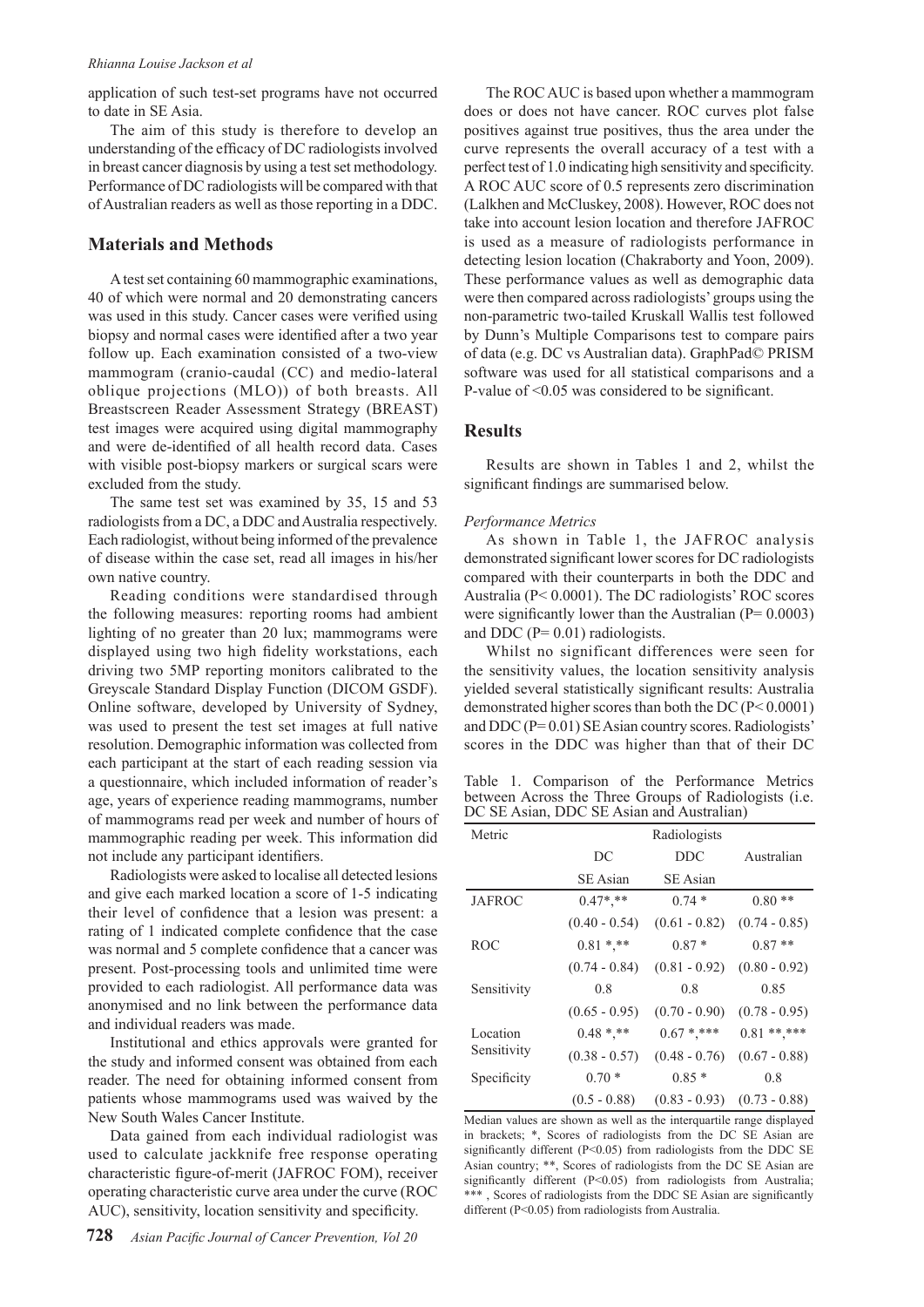application of such test-set programs have not occurred to date in SE Asia.

The aim of this study is therefore to develop an understanding of the efficacy of DC radiologists involved in breast cancer diagnosis by using a test set methodology. Performance of DC radiologists will be compared with that of Australian readers as well as those reporting in a DDC.

## Materials and Methods

A test set containing 60 mammographic examinations, 40 of which were normal and 20 demonstrating cancers was used in this study. Cancer cases were verified using biopsy and normal cases were identified after a two year follow up. Each examination consisted of a two-view mammogram (cranio-caudal (CC) and medio-lateral oblique projections (MLO)) of both breasts. All Breastscreen Reader Assessment Strategy (BREAST) test images were acquired using digital mammography and were de-identified of all health record data. Cases with visible post-biopsy markers or surgical scars were excluded from the study.

The same test set was examined by 35, 15 and 53 radiologists from a DC, a DDC and Australia respectively. Each radiologist, without being informed of the prevalence of disease within the case set, read all images in his/her own native country.

Reading conditions were standardised through the following measures: reporting rooms had ambient lighting of no greater than 20 lux; mammograms were displayed using two high fidelity workstations, each driving two 5MP reporting monitors calibrated to the Greyscale Standard Display Function (DICOM GSDF). Online software, developed by University of Sydney, was used to present the test set images at full native resolution. Demographic information was collected from each participant at the start of each reading session via a questionnaire, which included information of reader's age, years of experience reading mammograms, number of mammograms read per week and number of hours of mammographic reading per week. This information did not include any participant identifiers.

Radiologists were asked to localise all detected lesions and give each marked location a score of 1-5 indicating their level of confidence that a lesion was present: a rating of 1 indicated complete confidence that the case was normal and 5 complete confidence that a cancer was present. Post-processing tools and unlimited time were provided to each radiologist. All performance data was anonymised and no link between the performance data and individual readers was made.

Institutional and ethics approvals were granted for the study and informed consent was obtained from each reader. The need for obtaining informed consent from patients whose mammograms used was waived by the New South Wales Cancer Institute.

Data gained from each individual radiologist was used to calculate jackknife free response operating characteristic figure-of-merit (JAFROC FOM), receiver operating characteristic curve area under the curve (ROC AUC), sensitivity, location sensitivity and specificity.

The ROC AUC is based upon whether a mammogram does or does not have cancer. ROC curves plot false positives against true positives, thus the area under the curve represents the overall accuracy of a test with a perfect test of 1.0 indicating high sensitivity and specificity. A ROC AUC score of 0.5 represents zero discrimination (Lalkhen and McCluskey, 2008). However, ROC does not take into account lesion location and therefore JAFROC is used as a measure of radiologists performance in detecting lesion location (Chakraborty and Yoon, 2009). These performance values as well as demographic data were then compared across radiologists' groups using the non-parametric two-tailed Kruskall Wallis test followed by Dunn's Multiple Comparisons test to compare pairs of data (e.g. DC vs Australian data). GraphPad© PRISM software was used for all statistical comparisons and a P-value of <0.05 was considered to be significant.

## Results

Results are shown in Tables 1 and 2, whilst the significant findings are summarised below.

### *Performance Metrics*

As shown in Table 1, the JAFROC analysis demonstrated significant lower scores for DC radiologists compared with their counterparts in both the DDC and Australia (P< 0.0001). The DC radiologists' ROC scores were significantly lower than the Australian (P= 0.0003) and DDC (P= 0.01) radiologists.

Whilst no significant differences were seen for the sensitivity values, the location sensitivity analysis yielded several statistically significant results: Australia demonstrated higher scores than both the DC (P< 0.0001) and DDC (P= 0.01) SE Asian country scores. Radiologists' scores in the DDC was higher than that of their DC

Table 1. Comparison of the Performance Metrics between Across the Three Groups of Radiologists (i.e. DC SE Asian, DDC SE Asian and Australian)

| Metric | Radiologists | | |
|---|---|---|---|
| | DC SE Asian | DDC SE Asian | Australian |
| JAFROC | 0.47*,** | 0.74 * | 0.80 ** |
| | (0.40 - 0.54) | (0.61 - 0.82) | (0.74 - 0.85) |
| ROC | 0.81 *,** | 0.87 * | 0.87 ** |
| | (0.74 - 0.84) | (0.81 - 0.92) | (0.80 - 0.92) |
| Sensitivity | 0.8 | 0.8 | 0.85 |
| | (0.65 - 0.95) | (0.70 - 0.90) | (0.78 - 0.95) |
| Location Sensitivity | 0.48 *,** | 0.67 *,*** | 0.81 **,*** |
| | (0.38 - 0.57) | (0.48 - 0.76) | (0.67 - 0.88) |
| Specificity | 0.70 * | 0.85 * | 0.8 |
| | (0.5 - 0.88) | (0.83 - 0.93) | (0.73 - 0.88) |

Median values are shown as well as the interquartile range displayed in brackets; *, Scores of radiologists from the DC SE Asian are significantly different (P<0.05) from radiologists from the DDC SE Asian country; **, Scores of radiologists from the DC SE Asian are significantly different (P<0.05) from radiologists from Australia; ***, Scores of radiologists from the DDC SE Asian are significantly different (P<0.05) from radiologists from Australia.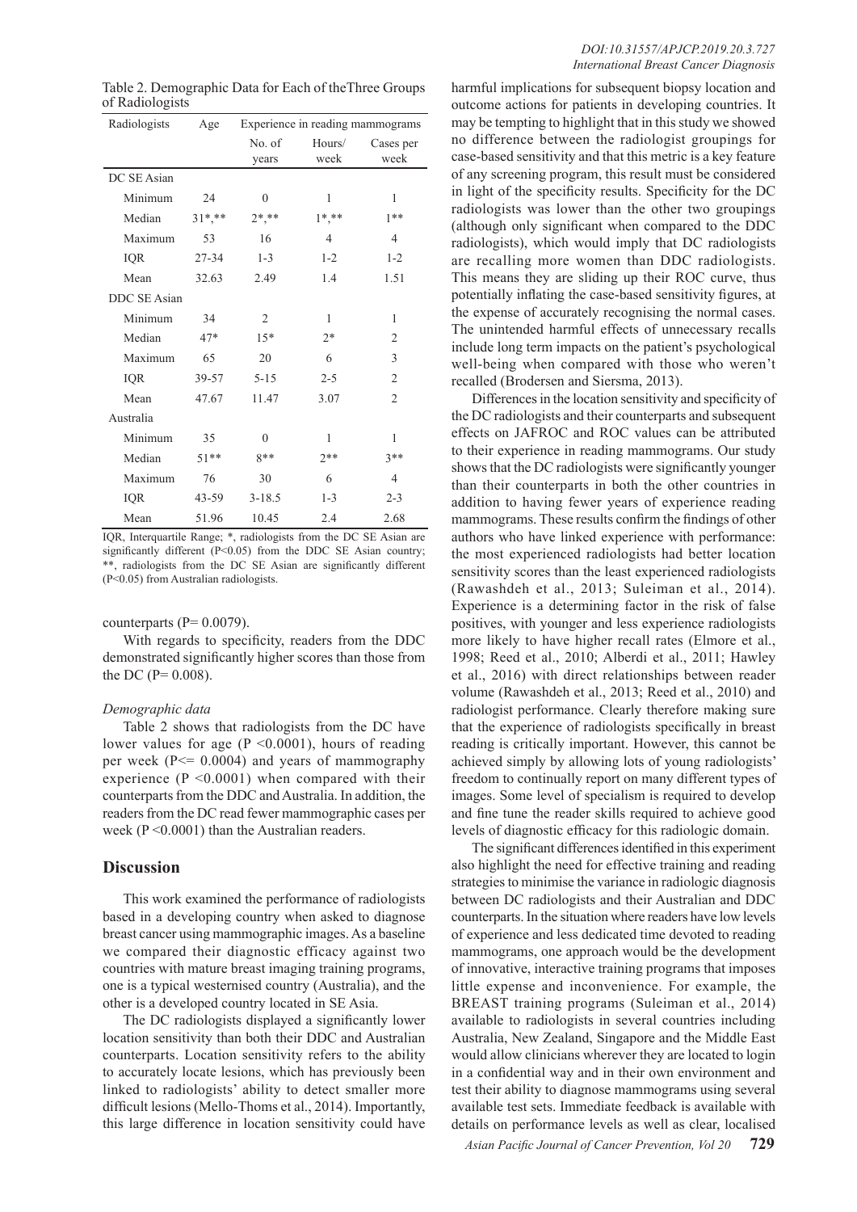Table 2. Demographic Data for Each of theThree Groups of Radiologists

| Radiologists | Age | Experience in reading mammograms | | |
|---|---|---|---|---|
| | | No. of years | Hours/ week | Cases per week |
| DC SE Asian | | | | |
| Minimum | 24 | 0 | 1 | 1 |
| Median | 31*,** | 2*,** | 1*,** | 1** |
| Maximum | 53 | 16 | 4 | 4 |
| IQR | 27-34 | 1-3 | 1-2 | 1-2 |
| Mean | 32.63 | 2.49 | 1.4 | 1.51 |
| DDC SE Asian | | | | |
| Minimum | 34 | 2 | 1 | 1 |
| Median | 47* | 15* | 2* | 2 |
| Maximum | 65 | 20 | 6 | 3 |
| IQR | 39-57 | 5-15 | 2-5 | 2 |
| Mean | 47.67 | 11.47 | 3.07 | 2 |
| Australia | | | | |
| Minimum | 35 | 0 | 1 | 1 |
| Median | 51** | 8** | 2** | 3** |
| Maximum | 76 | 30 | 6 | 4 |
| IQR | 43-59 | 3-18.5 | 1-3 | 2-3 |
| Mean | 51.96 | 10.45 | 2.4 | 2.68 |

IQR, Interquartile Range; *, radiologists from the DC SE Asian are significantly different (P<0.05) from the DDC SE Asian country; **, radiologists from the DC SE Asian are significantly different (P<0.05) from Australian radiologists.

counterparts (P= 0.0079).

With regards to specificity, readers from the DDC demonstrated significantly higher scores than those from the DC (P= 0.008).

*Demographic data*

Table 2 shows that radiologists from the DC have lower values for age (P <0.0001), hours of reading per week (P<= 0.0004) and years of mammography experience (P <0.0001) when compared with their counterparts from the DDC and Australia. In addition, the readers from the DC read fewer mammographic cases per week (P <0.0001) than the Australian readers.

## Discussion

This work examined the performance of radiologists based in a developing country when asked to diagnose breast cancer using mammographic images. As a baseline we compared their diagnostic efficacy against two countries with mature breast imaging training programs, one is a typical westernised country (Australia), and the other is a developed country located in SE Asia.

The DC radiologists displayed a significantly lower location sensitivity than both their DDC and Australian counterparts. Location sensitivity refers to the ability to accurately locate lesions, which has previously been linked to radiologists' ability to detect smaller more difficult lesions (Mello-Thoms et al., 2014). Importantly, this large difference in location sensitivity could have harmful implications for subsequent biopsy location and outcome actions for patients in developing countries. It may be tempting to highlight that in this study we showed no difference between the radiologist groupings for case-based sensitivity and that this metric is a key feature of any screening program, this result must be considered in light of the specificity results. Specificity for the DC radiologists was lower than the other two groupings (although only significant when compared to the DDC radiologists), which would imply that DC radiologists are recalling more women than DDC radiologists. This means they are sliding up their ROC curve, thus potentially inflating the case-based sensitivity figures, at the expense of accurately recognising the normal cases. The unintended harmful effects of unnecessary recalls include long term impacts on the patient's psychological well-being when compared with those who weren't recalled (Brodersen and Siersma, 2013).

Differences in the location sensitivity and specificity of the DC radiologists and their counterparts and subsequent effects on JAFROC and ROC values can be attributed to their experience in reading mammograms. Our study shows that the DC radiologists were significantly younger than their counterparts in both the other countries in addition to having fewer years of experience reading mammograms. These results confirm the findings of other authors who have linked experience with performance: the most experienced radiologists had better location sensitivity scores than the least experienced radiologists (Rawashdeh et al., 2013; Suleiman et al., 2014). Experience is a determining factor in the risk of false positives, with younger and less experience radiologists more likely to have higher recall rates (Elmore et al., 1998; Reed et al., 2010; Alberdi et al., 2011; Hawley et al., 2016) with direct relationships between reader volume (Rawashdeh et al., 2013; Reed et al., 2010) and radiologist performance. Clearly therefore making sure that the experience of radiologists specifically in breast reading is critically important. However, this cannot be achieved simply by allowing lots of young radiologists' freedom to continually report on many different types of images. Some level of specialism is required to develop and fine tune the reader skills required to achieve good levels of diagnostic efficacy for this radiologic domain.

The significant differences identified in this experiment also highlight the need for effective training and reading strategies to minimise the variance in radiologic diagnosis between DC radiologists and their Australian and DDC counterparts. In the situation where readers have low levels of experience and less dedicated time devoted to reading mammograms, one approach would be the development of innovative, interactive training programs that imposes little expense and inconvenience. For example, the BREAST training programs (Suleiman et al., 2014) available to radiologists in several countries including Australia, New Zealand, Singapore and the Middle East would allow clinicians wherever they are located to login in a confidential way and in their own environment and test their ability to diagnose mammograms using several available test sets. Immediate feedback is available with details on performance levels as well as clear, localised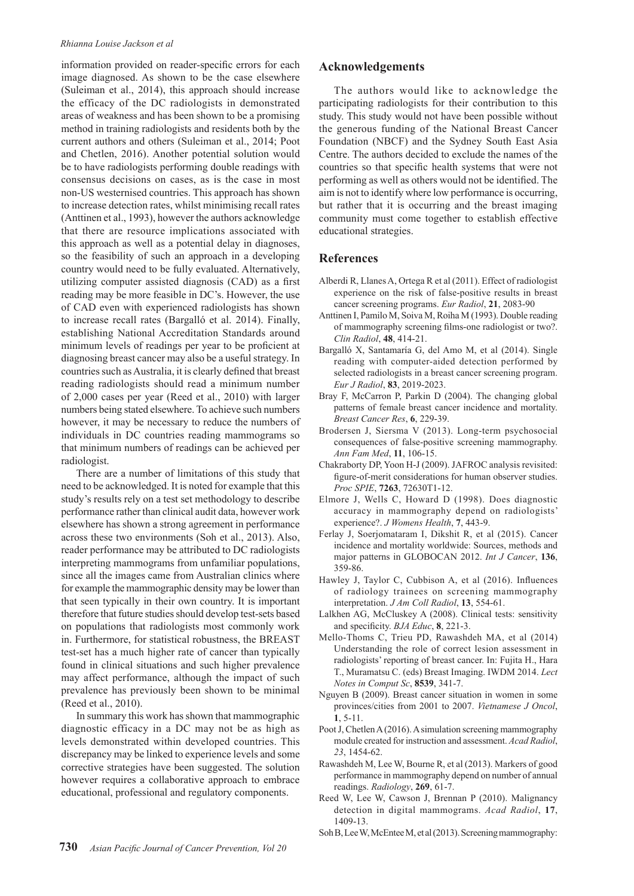information provided on reader-specific errors for each image diagnosed. As shown to be the case elsewhere (Suleiman et al., 2014), this approach should increase the efficacy of the DC radiologists in demonstrated areas of weakness and has been shown to be a promising method in training radiologists and residents both by the current authors and others (Suleiman et al., 2014; Poot and Chetlen, 2016). Another potential solution would be to have radiologists performing double readings with consensus decisions on cases, as is the case in most non-US westernised countries. This approach has shown to increase detection rates, whilst minimising recall rates (Anttinen et al., 1993), however the authors acknowledge that there are resource implications associated with this approach as well as a potential delay in diagnoses, so the feasibility of such an approach in a developing country would need to be fully evaluated. Alternatively, utilizing computer assisted diagnosis (CAD) as a first reading may be more feasible in DC's. However, the use of CAD even with experienced radiologists has shown to increase recall rates (Bargalló et al. 2014). Finally, establishing National Accreditation Standards around minimum levels of readings per year to be proficient at diagnosing breast cancer may also be a useful strategy. In countries such as Australia, it is clearly defined that breast reading radiologists should read a minimum number of 2,000 cases per year (Reed et al., 2010) with larger numbers being stated elsewhere. To achieve such numbers however, it may be necessary to reduce the numbers of individuals in DC countries reading mammograms so that minimum numbers of readings can be achieved per radiologist.

There are a number of limitations of this study that need to be acknowledged. It is noted for example that this study's results rely on a test set methodology to describe performance rather than clinical audit data, however work elsewhere has shown a strong agreement in performance across these two environments (Soh et al., 2013). Also, reader performance may be attributed to DC radiologists interpreting mammograms from unfamiliar populations, since all the images came from Australian clinics where for example the mammographic density may be lower than that seen typically in their own country. It is important therefore that future studies should develop test-sets based on populations that radiologists most commonly work in. Furthermore, for statistical robustness, the BREAST test-set has a much higher rate of cancer than typically found in clinical situations and such higher prevalence may affect performance, although the impact of such prevalence has previously been shown to be minimal (Reed et al., 2010).

In summary this work has shown that mammographic diagnostic efficacy in a DC may not be as high as levels demonstrated within developed countries. This discrepancy may be linked to experience levels and some corrective strategies have been suggested. The solution however requires a collaborative approach to embrace educational, professional and regulatory components.

## Acknowledgements

The authors would like to acknowledge the participating radiologists for their contribution to this study. This study would not have been possible without the generous funding of the National Breast Cancer Foundation (NBCF) and the Sydney South East Asia Centre. The authors decided to exclude the names of the countries so that specific health systems that were not performing as well as others would not be identified. The aim is not to identify where low performance is occurring, but rather that it is occurring and the breast imaging community must come together to establish effective educational strategies.

## References

Alberdi R, Llanes A, Ortega R et al (2011). Effect of radiologist experience on the risk of false-positive results in breast cancer screening programs. *Eur Radiol*, **21**, 2083-90

Anttinen I, Pamilo M, Soiva M, Roiha M (1993). Double reading of mammography screening films-one radiologist or two?. *Clin Radiol*, **48**, 414-21.

Bargalló X, Santamaría G, del Amo M, et al (2014). Single reading with computer-aided detection performed by selected radiologists in a breast cancer screening program. *Eur J Radiol*, **83**, 2019-2023.

Bray F, McCarron P, Parkin D (2004). The changing global patterns of female breast cancer incidence and mortality. *Breast Cancer Res*, **6**, 229-39.

Brodersen J, Siersma V (2013). Long-term psychosocial consequences of false-positive screening mammography. *Ann Fam Med*, **11**, 106-15.

Chakraborty DP, Yoon H-J (2009). JAFROC analysis revisited: figure-of-merit considerations for human observer studies. *Proc SPIE*, **7263**, 72630T1-12.

Elmore J, Wells C, Howard D (1998). Does diagnostic accuracy in mammography depend on radiologists' experience?. *J Womens Health*, **7**, 443-9.

Ferlay J, Soerjomataram I, Dikshit R, et al (2015). Cancer incidence and mortality worldwide: Sources, methods and major patterns in GLOBOCAN 2012. *Int J Cancer*, **136**, 359-86.

Hawley J, Taylor C, Cubbison A, et al (2016). Influences of radiology trainees on screening mammography interpretation. *J Am Coll Radiol*, **13**, 554-61.

Lalkhen AG, McCluskey A (2008). Clinical tests: sensitivity and specificity. *BJA Educ*, **8**, 221-3.

Mello-Thoms C, Trieu PD, Rawashdeh MA, et al (2014) Understanding the role of correct lesion assessment in radiologists' reporting of breast cancer. In: Fujita H., Hara T., Muramatsu C. (eds) Breast Imaging. IWDM 2014. *Lect Notes in Comput Sc*, **8539**, 341-7.

Nguyen B (2009). Breast cancer situation in women in some provinces/cities from 2001 to 2007. *Vietnamese J Oncol*, **1**, 5-11.

Poot J, Chetlen A (2016). A simulation screening mammography module created for instruction and assessment. *Acad Radiol*, *23*, 1454-62.

Rawashdeh M, Lee W, Bourne R, et al (2013). Markers of good performance in mammography depend on number of annual readings. *Radiology*, **269**, 61-7.

Reed W, Lee W, Cawson J, Brennan P (2010). Malignancy detection in digital mammograms. *Acad Radiol*, **17**, 1409-13.

Soh B, Lee W, McEntee M, et al (2013). Screening mammography: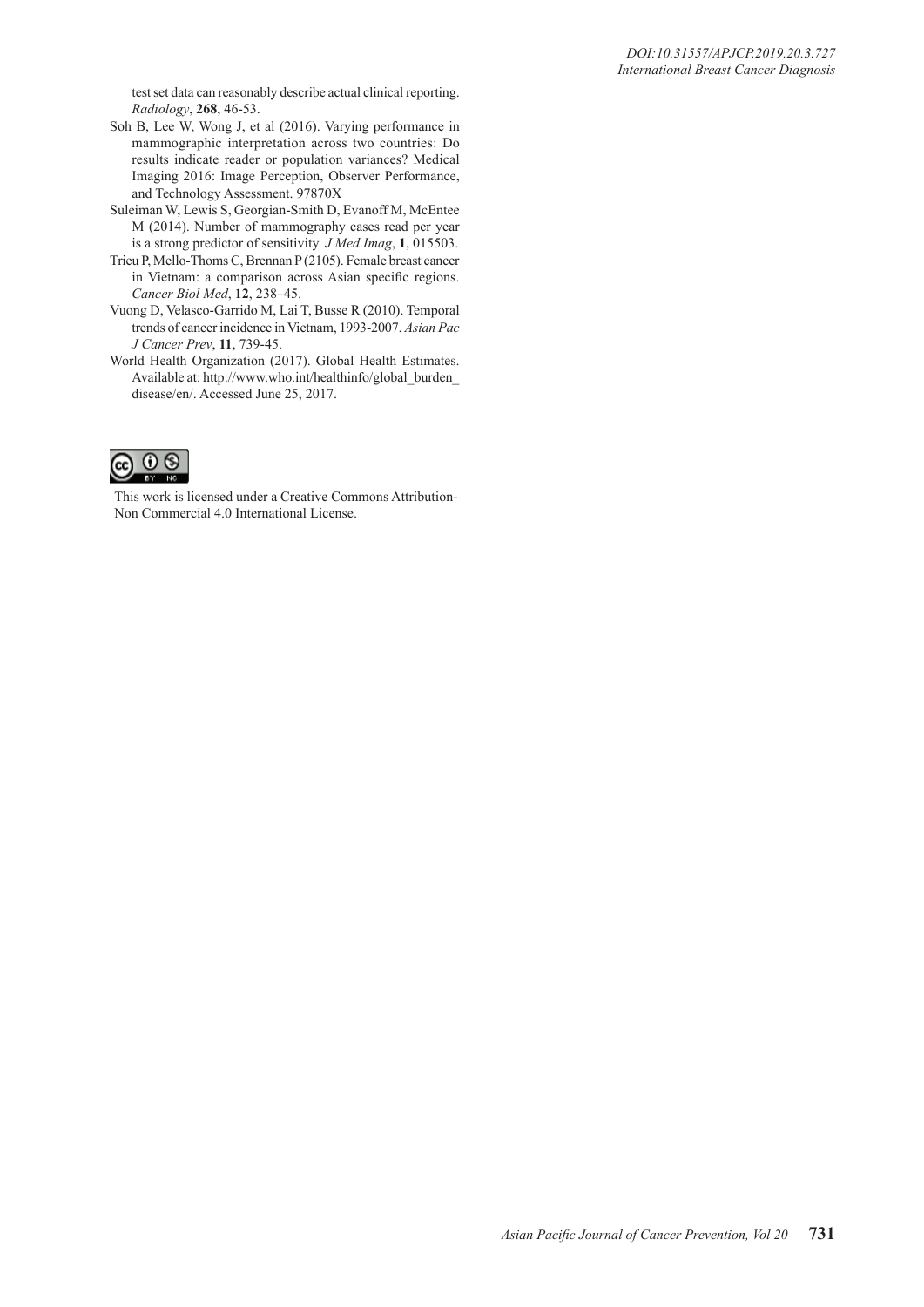test set data can reasonably describe actual clinical reporting. *Radiology*, **268**, 46-53.

Soh B, Lee W, Wong J, et al (2016). Varying performance in mammographic interpretation across two countries: Do results indicate reader or population variances? Medical Imaging 2016: Image Perception, Observer Performance, and Technology Assessment. 97870X

Suleiman W, Lewis S, Georgian-Smith D, Evanoff M, McEntee M (2014). Number of mammography cases read per year is a strong predictor of sensitivity. *J Med Imag*, **1**, 015503.

Trieu P, Mello-Thoms C, Brennan P (2105). Female breast cancer in Vietnam: a comparison across Asian specific regions. *Cancer Biol Med*, **12**, 238–45.

Vuong D, Velasco-Garrido M, Lai T, Busse R (2010). Temporal trends of cancer incidence in Vietnam, 1993-2007. *Asian Pac J Cancer Prev*, **11**, 739-45.

World Health Organization (2017). Global Health Estimates. Available at: http://www.who.int/healthinfo/global_burden_disease/en/. Accessed June 25, 2017.

This work is licensed under a Creative Commons Attribution-Non Commercial 4.0 International License.